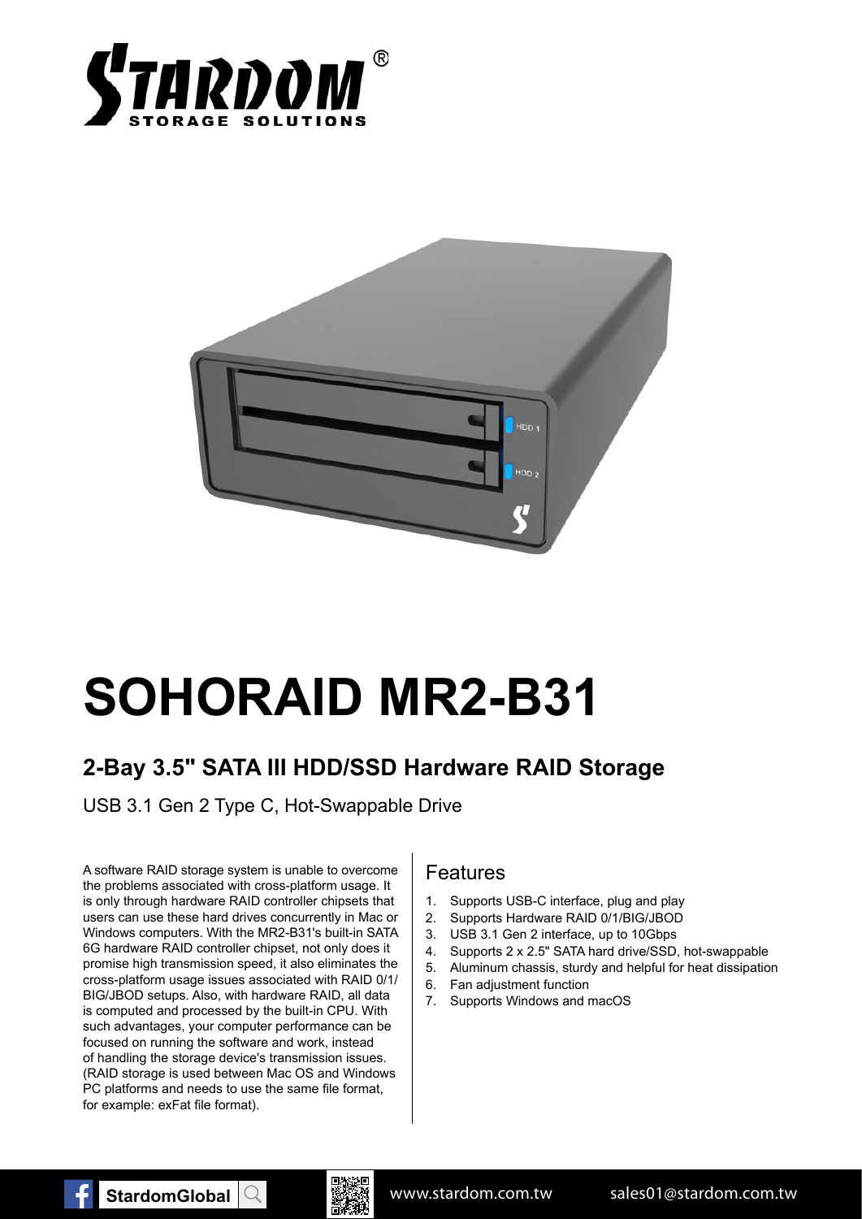# SOHORAID MR2-B31

## 2-Bay 3.5" SATA III HDD/SSD Hardware RAID Storage

USB 3.1 Gen 2 Type C, Hot-Swappable Drive

A software RAID storage system is unable to overcome the problems associated with cross-platform usage. It is only through hardware RAID controller chipsets that users can use these hard drives concurrently in Mac or Windows computers. With the MR2-B31's built-in SATA 6G hardware RAID controller chipset, not only does it promise high transmission speed, it also eliminates the cross-platform usage issues associated with RAID 0/1/BIG/JBOD setups. Also, with hardware RAID, all data is computed and processed by the built-in CPU. With such advantages, your computer performance can be focused on running the software and work, instead of handling the storage device's transmission issues. (RAID storage is used between Mac OS and Windows PC platforms and needs to use the same file format, for example: exFat file format).

### Features

1. Supports USB-C interface, plug and play
2. Supports Hardware RAID 0/1/BIG/JBOD
3. USB 3.1 Gen 2 interface, up to 10Gbps
4. Supports 2 x 2.5" SATA hard drive/SSD, hot-swappable
5. Aluminum chassis, sturdy and helpful for heat dissipation
6. Fan adjustment function
7. Supports Windows and macOS

StardomGlobal www.stardom.com.tw sales01@stardom.com.tw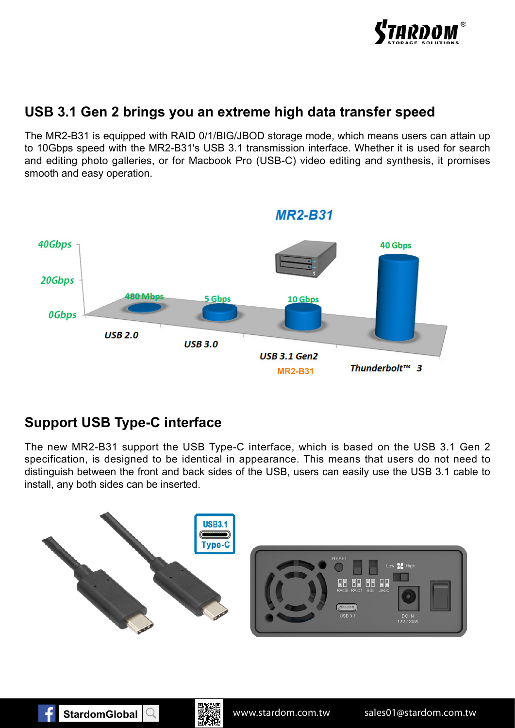## USB 3.1 Gen 2 brings you an extreme high data transfer speed

The MR2-B31 is equipped with RAID 0/1/BIG/JBOD storage mode, which means users can attain up to 10Gbps speed with the MR2-B31's USB 3.1 transmission interface. Whether it is used for search and editing photo galleries, or for Macbook Pro (USB-C) video editing and synthesis, it promises smooth and easy operation.

## Support USB Type-C interface

The new MR2-B31 support the USB Type-C interface, which is based on the USB 3.1 Gen 2 specification, is designed to be identical in appearance. This means that users do not need to distinguish between the front and back sides of the USB, users can easily use the USB 3.1 cable to install, any both sides can be inserted.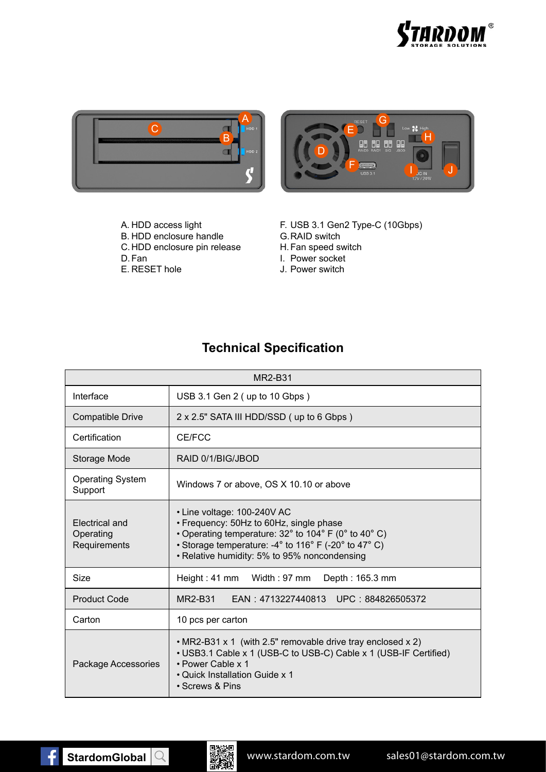A. HDD access light
B. HDD enclosure handle
C. HDD enclosure pin release
D. Fan
E. RESET hole

F. USB 3.1 Gen2 Type-C (10Gbps)
G. RAID switch
H. Fan speed switch
I. Power socket
J. Power switch

## Technical Specification

| MR2-B31 | |
|---|---|
| Interface | USB 3.1 Gen 2 ( up to 10 Gbps ) |
| Compatible Drive | 2 x 2.5" SATA III HDD/SSD ( up to 6 Gbps ) |
| Certification | CE/FCC |
| Storage Mode | RAID 0/1/BIG/JBOD |
| Operating System Support | Windows 7 or above, OS X 10.10 or above |
| Electrical and Operating Requirements | • Line voltage: 100-240V AC<br>• Frequency: 50Hz to 60Hz, single phase<br>• Operating temperature: 32° to 104° F (0° to 40° C)<br>• Storage temperature: -4° to 116° F (-20° to 47° C)<br>• Relative humidity: 5% to 95% noncondensing |
| Size | Height : 41 mm Width : 97 mm Depth : 165.3 mm |
| Product Code | MR2-B31 EAN : 4713227440813 UPC : 884826505372 |
| Carton | 10 pcs per carton |
| Package Accessories | • MR2-B31 x 1 (with 2.5" removable drive tray enclosed x 2)<br>• USB3.1 Cable x 1 (USB-C to USB-C) Cable x 1 (USB-IF Certified)<br>• Power Cable x 1<br>• Quick Installation Guide x 1<br>• Screws & Pins |

StardomGlobal www.stardom.com.tw sales01@stardom.com.tw